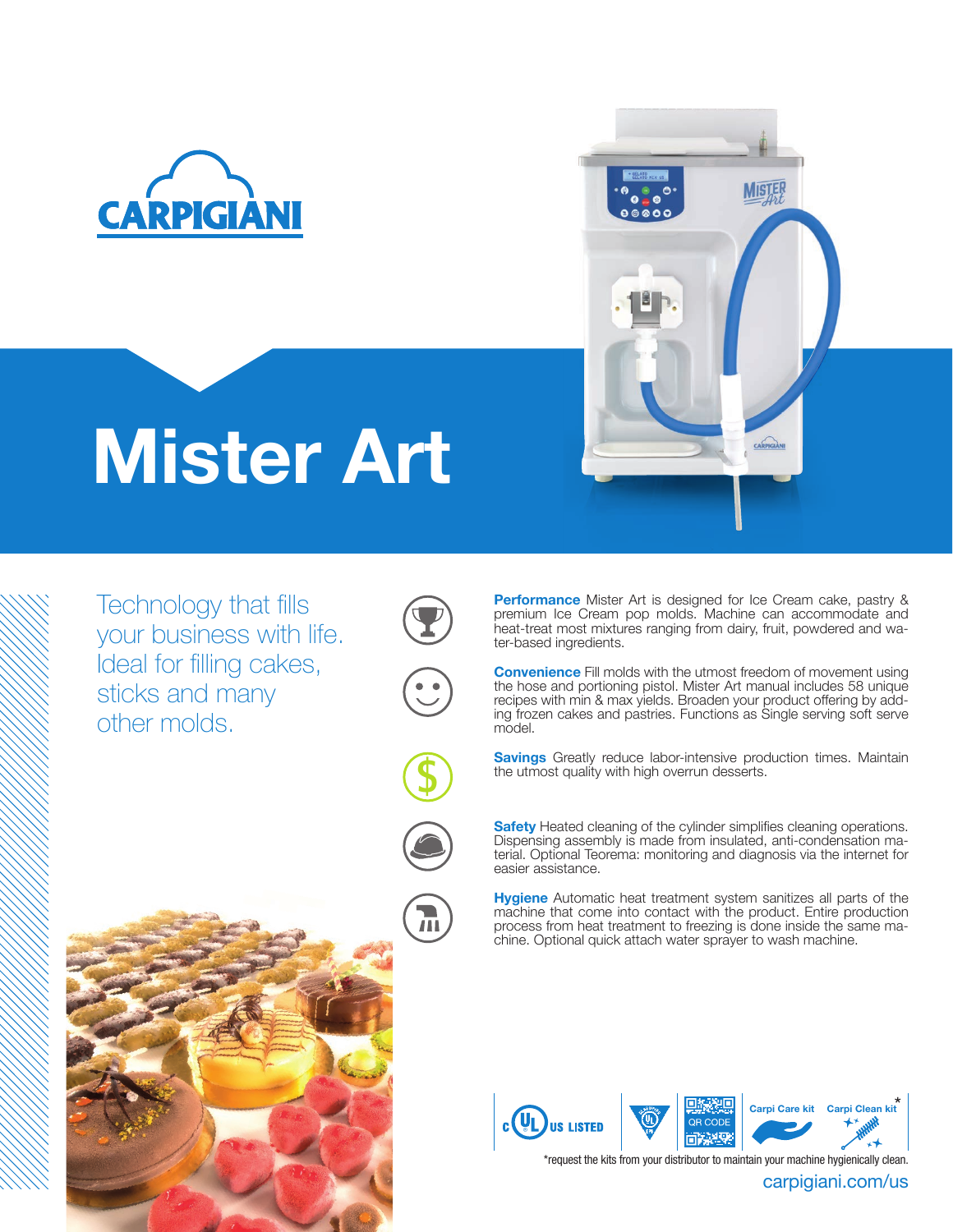# CARPIGIANI

# Mister Art

Technology that fills your business with life. Ideal for filling cakes, sticks and many other molds.

**Performance** Mister Art is designed for Ice Cream cake, pastry & premium Ice Cream pop molds. Machine can accommodate and heat-treat most mixtures ranging from dairy, fruit, powdered and water-based ingredients.

**Convenience** Fill molds with the utmost freedom of movement using the hose and portioning pistol. Mister Art manual includes 58 unique recipes with min & max yields. Broaden your product offering by adding frozen cakes and pastries. Functions as Single serving soft serve model.

**Savings** Greatly reduce labor-intensive production times. Maintain the utmost quality with high overrun desserts.

**Safety** Heated cleaning of the cylinder simplifies cleaning operations. Dispensing assembly is made from insulated, anti-condensation material. Optional Teorema: monitoring and diagnosis via the internet for easier assistance.

**Hygiene** Automatic heat treatment system sanitizes all parts of the machine that come into contact with the product. Entire production process from heat treatment to freezing is done inside the same machine. Optional quick attach water sprayer to wash machine.

c UL US LISTED | QR CODE | Carpi Care kit | Carpi Clean kit*

*request the kits from your distributor to maintain your machine hygienically clean.

carpigiani.com/us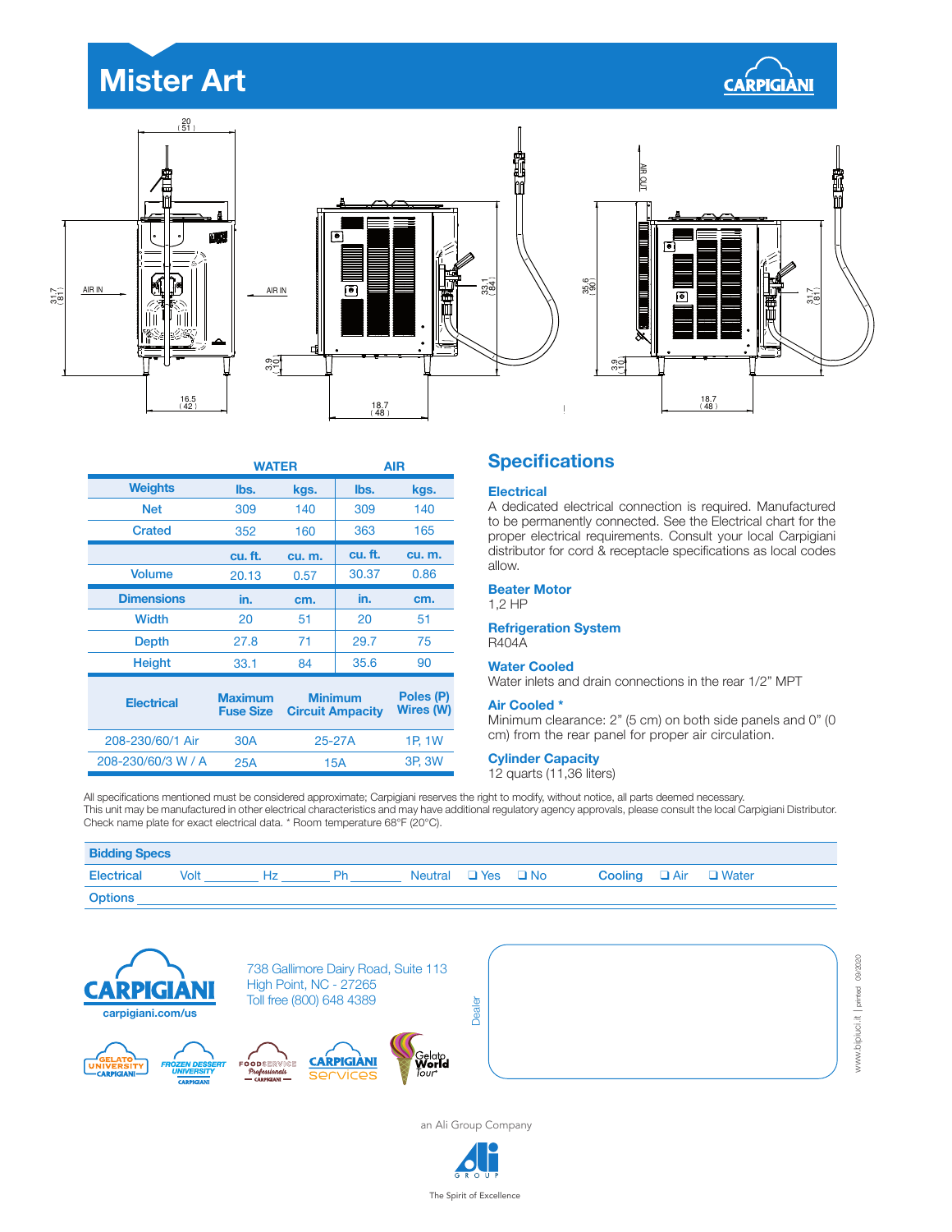# Mister Art

20 (51)

31.7 (81)

AIR IN

16.5 (42)

AIR IN

3.9 (10)

18.7 (48)

33.1 (84)

AIR OUT

35.6 (90)

3.9 (10)

18.7 (48)

31.7 (81)

| | WATER | | AIR | |
|---|---|---|---|---|
| **Weights** | **lbs.** | **kgs.** | **lbs.** | **kgs.** |
| **Net** | 309 | 140 | 309 | 140 |
| **Crated** | 352 | 160 | 363 | 165 |
| | **cu. ft.** | **cu. m.** | **cu. ft.** | **cu. m.** |
| **Volume** | 20.13 | 0.57 | 30.37 | 0.86 |
| **Dimensions** | **in.** | **cm.** | **in.** | **cm.** |
| **Width** | 20 | 51 | 20 | 51 |
| **Depth** | 27.8 | 71 | 29.7 | 75 |
| **Height** | 33.1 | 84 | 35.6 | 90 |

| Electrical | Maximum Fuse Size | Minimum Circuit Ampacity | Poles (P) Wires (W) |
|---|---|---|---|
| 208-230/60/1 Air | 30A | 25-27A | 1P, 1W |
| 208-230/60/3 W / A | 25A | 15A | 3P, 3W |

## Specifications

### Electrical
A dedicated electrical connection is required. Manufactured to be permanently connected. See the Electrical chart for the proper electrical requirements. Consult your local Carpigiani distributor for cord & receptacle specifications as local codes allow.

### Beater Motor
1,2 HP

### Refrigeration System
R404A

### Water Cooled
Water inlets and drain connections in the rear 1/2" MPT

### Air Cooled *
Minimum clearance: 2" (5 cm) on both side panels and 0" (0 cm) from the rear panel for proper air circulation.

### Cylinder Capacity
12 quarts (11,36 liters)

All specifications mentioned must be considered approximate; Carpigiani reserves the right to modify, without notice, all parts deemed necessary. This unit may be manufactured in other electrical characteristics and may have additional regulatory agency approvals, please consult the local Carpigiani Distributor. Check name plate for exact electrical data. * Room temperature 68°F (20°C).

**Bidding Specs**

Electrical Volt ______ Hz ______ Ph ______ Neutral ❑ Yes ❑ No Cooling ❑ Air ❑ Water

Options ____________________________________________

CARPIGIANI
carpigiani.com/us

738 Gallimore Dairy Road, Suite 113
High Point, NC - 27265
Toll free (800) 648 4389

Dealer

an Ali Group Company

The Spirit of Excellence